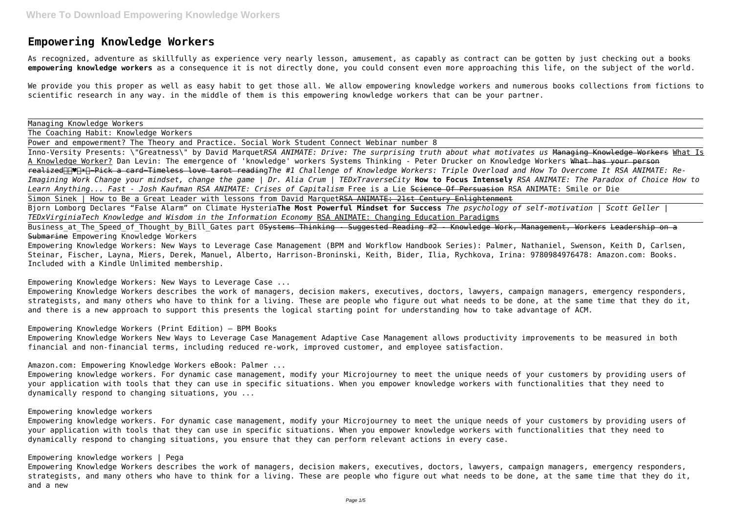# Empowering Knowledge Workers

As recognized, adventure as skillfully as experience very nearly lesson, amusement, as capably as contract can be gotten by just checking out a books **empowering knowledge workers** as a consequence it is not directly done, you could consent even more approaching this life, on the subject of the world.

We provide you this proper as well as easy habit to get those all. We allow empowering knowledge workers and numerous books collections from fictions to scientific research in any way. in the middle of them is this empowering knowledge workers that can be your partner.

Managing Knowledge Workers

The Coaching Habit: Knowledge Workers

Power and empowerment? The Theory and Practice. Social Work Student Connect Webinar number 8

Inno-Versity Presents: "Greatness" by David Marquet *RSA ANIMATE: Drive: The surprising truth about what motivates us* ~~Managing Knowledge Workers~~ What Is A Knowledge Worker? Dan Levin: The emergence of 'knowledge' workers Systems Thinking - Peter Drucker on Knowledge Workers ~~What has your person realized♥*~Pick a card~Timeless love tarot reading~~ *The #1 Challenge of Knowledge Workers: Triple Overload and How To Overcome It RSA ANIMATE: Re-Imagining Work Change your mindset, change the game | Dr. Alia Crum | TEDxTraverseCity* **How to Focus Intensely** *RSA ANIMATE: The Paradox of Choice How to Learn Anything... Fast - Josh Kaufman RSA ANIMATE: Crises of Capitalism* Free is a Lie ~~Science Of Persuasion~~ RSA ANIMATE: Smile or Die

Simon Sinek | How to Be a Great Leader with lessons from David Marquet ~~RSA ANIMATE: 21st Century Enlightenment~~

Bjorn Lomborg Declares "False Alarm" on Climate Hysteria **The Most Powerful Mindset for Success** *The psychology of self-motivation | Scott Geller | TEDxVirginiaTech Knowledge and Wisdom in the Information Economy* RSA ANIMATE: Changing Education Paradigms

Business_at_The_Speed_of_Thought_by_Bill_Gates part 0 ~~Systems Thinking - Suggested Reading #2 - Knowledge Work, Management, Workers~~ ~~Leadership on a Submarine~~ Empowering Knowledge Workers

Empowering Knowledge Workers: New Ways to Leverage Case Management (BPM and Workflow Handbook Series): Palmer, Nathaniel, Swenson, Keith D, Carlsen, Steinar, Fischer, Layna, Miers, Derek, Manuel, Alberto, Harrison-Broninski, Keith, Bider, Ilia, Rychkova, Irina: 9780984976478: Amazon.com: Books. Included with a Kindle Unlimited membership.

Empowering Knowledge Workers: New Ways to Leverage Case ...

Empowering Knowledge Workers describes the work of managers, decision makers, executives, doctors, lawyers, campaign managers, emergency responders, strategists, and many others who have to think for a living. These are people who figure out what needs to be done, at the same time that they do it, and there is a new approach to support this presents the logical starting point for understanding how to take advantage of ACM.

Empowering Knowledge Workers (Print Edition) – BPM Books

Empowering Knowledge Workers New Ways to Leverage Case Management Adaptive Case Management allows productivity improvements to be measured in both financial and non-financial terms, including reduced re-work, improved customer, and employee satisfaction.

Amazon.com: Empowering Knowledge Workers eBook: Palmer ...

Empowering knowledge workers. For dynamic case management, modify your Microjourney to meet the unique needs of your customers by providing users of your application with tools that they can use in specific situations. When you empower knowledge workers with functionalities that they need to dynamically respond to changing situations, you ...

Empowering knowledge workers

Empowering knowledge workers. For dynamic case management, modify your Microjourney to meet the unique needs of your customers by providing users of your application with tools that they can use in specific situations. When you empower knowledge workers with functionalities that they need to dynamically respond to changing situations, you ensure that they can perform relevant actions in every case.

Empowering knowledge workers | Pega

Empowering Knowledge Workers describes the work of managers, decision makers, executives, doctors, lawyers, campaign managers, emergency responders, strategists, and many others who have to think for a living. These are people who figure out what needs to be done, at the same time that they do it, and a new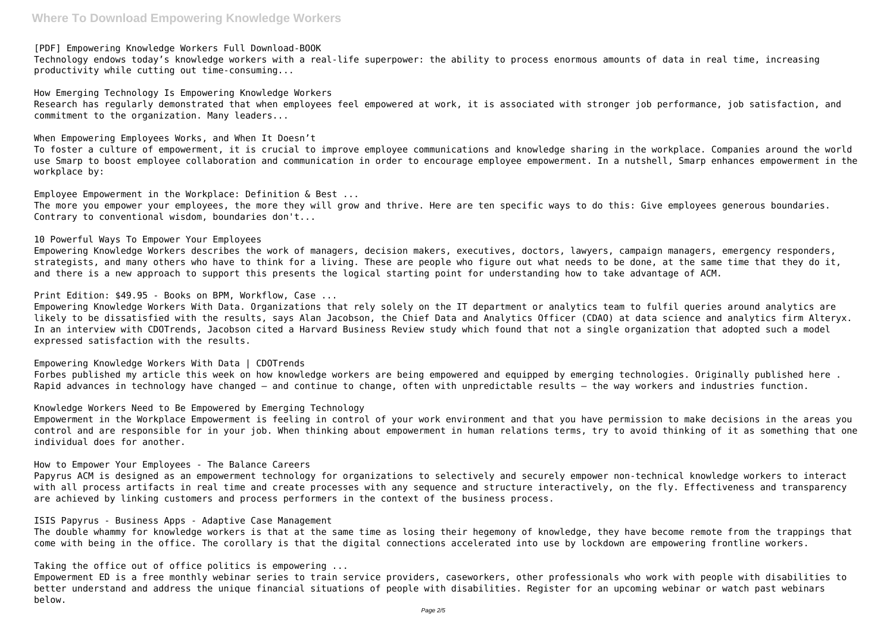[PDF] Empowering Knowledge Workers Full Download-BOOK
Technology endows today's knowledge workers with a real-life superpower: the ability to process enormous amounts of data in real time, increasing productivity while cutting out time-consuming...

How Emerging Technology Is Empowering Knowledge Workers
Research has regularly demonstrated that when employees feel empowered at work, it is associated with stronger job performance, job satisfaction, and commitment to the organization. Many leaders...

When Empowering Employees Works, and When It Doesn't
To foster a culture of empowerment, it is crucial to improve employee communications and knowledge sharing in the workplace. Companies around the world use Smarp to boost employee collaboration and communication in order to encourage employee empowerment. In a nutshell, Smarp enhances empowerment in the workplace by:

Employee Empowerment in the Workplace: Definition & Best ...
The more you empower your employees, the more they will grow and thrive. Here are ten specific ways to do this: Give employees generous boundaries. Contrary to conventional wisdom, boundaries don't...

10 Powerful Ways To Empower Your Employees
Empowering Knowledge Workers describes the work of managers, decision makers, executives, doctors, lawyers, campaign managers, emergency responders, strategists, and many others who have to think for a living. These are people who figure out what needs to be done, at the same time that they do it, and there is a new approach to support this presents the logical starting point for understanding how to take advantage of ACM.

Print Edition: $49.95 - Books on BPM, Workflow, Case ...
Empowering Knowledge Workers With Data. Organizations that rely solely on the IT department or analytics team to fulfil queries around analytics are likely to be dissatisfied with the results, says Alan Jacobson, the Chief Data and Analytics Officer (CDAO) at data science and analytics firm Alteryx. In an interview with CDOTrends, Jacobson cited a Harvard Business Review study which found that not a single organization that adopted such a model expressed satisfaction with the results.

Empowering Knowledge Workers With Data | CDOTrends
Forbes published my article this week on how knowledge workers are being empowered and equipped by emerging technologies. Originally published here . Rapid advances in technology have changed – and continue to change, often with unpredictable results – the way workers and industries function.

Knowledge Workers Need to Be Empowered by Emerging Technology
Empowerment in the Workplace Empowerment is feeling in control of your work environment and that you have permission to make decisions in the areas you control and are responsible for in your job. When thinking about empowerment in human relations terms, try to avoid thinking of it as something that one individual does for another.

How to Empower Your Employees - The Balance Careers
Papyrus ACM is designed as an empowerment technology for organizations to selectively and securely empower non-technical knowledge workers to interact with all process artifacts in real time and create processes with any sequence and structure interactively, on the fly. Effectiveness and transparency are achieved by linking customers and process performers in the context of the business process.

ISIS Papyrus - Business Apps - Adaptive Case Management
The double whammy for knowledge workers is that at the same time as losing their hegemony of knowledge, they have become remote from the trappings that come with being in the office. The corollary is that the digital connections accelerated into use by lockdown are empowering frontline workers.

Taking the office out of office politics is empowering ...
Empowerment ED is a free monthly webinar series to train service providers, caseworkers, other professionals who work with people with disabilities to better understand and address the unique financial situations of people with disabilities. Register for an upcoming webinar or watch past webinars below.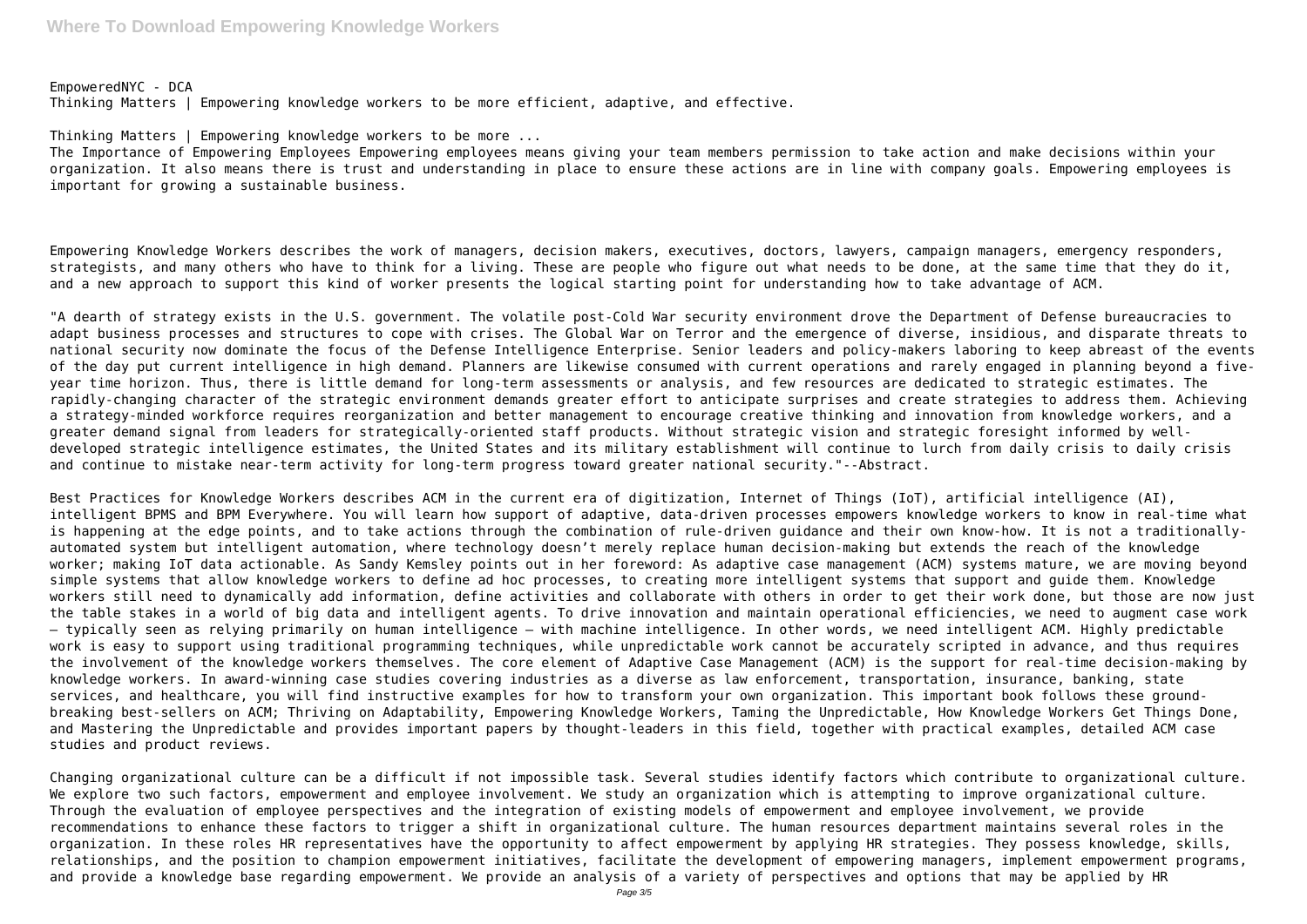EmpoweredNYC - DCA
Thinking Matters | Empowering knowledge workers to be more efficient, adaptive, and effective.

Thinking Matters | Empowering knowledge workers to be more ...
The Importance of Empowering Employees Empowering employees means giving your team members permission to take action and make decisions within your organization. It also means there is trust and understanding in place to ensure these actions are in line with company goals. Empowering employees is important for growing a sustainable business.

Empowering Knowledge Workers describes the work of managers, decision makers, executives, doctors, lawyers, campaign managers, emergency responders, strategists, and many others who have to think for a living. These are people who figure out what needs to be done, at the same time that they do it, and a new approach to support this kind of worker presents the logical starting point for understanding how to take advantage of ACM.

"A dearth of strategy exists in the U.S. government. The volatile post-Cold War security environment drove the Department of Defense bureaucracies to adapt business processes and structures to cope with crises. The Global War on Terror and the emergence of diverse, insidious, and disparate threats to national security now dominate the focus of the Defense Intelligence Enterprise. Senior leaders and policy-makers laboring to keep abreast of the events of the day put current intelligence in high demand. Planners are likewise consumed with current operations and rarely engaged in planning beyond a five-year time horizon. Thus, there is little demand for long-term assessments or analysis, and few resources are dedicated to strategic estimates. The rapidly-changing character of the strategic environment demands greater effort to anticipate surprises and create strategies to address them. Achieving a strategy-minded workforce requires reorganization and better management to encourage creative thinking and innovation from knowledge workers, and a greater demand signal from leaders for strategically-oriented staff products. Without strategic vision and strategic foresight informed by well-developed strategic intelligence estimates, the United States and its military establishment will continue to lurch from daily crisis to daily crisis and continue to mistake near-term activity for long-term progress toward greater national security."--Abstract.

Best Practices for Knowledge Workers describes ACM in the current era of digitization, Internet of Things (IoT), artificial intelligence (AI), intelligent BPMS and BPM Everywhere. You will learn how support of adaptive, data-driven processes empowers knowledge workers to know in real-time what is happening at the edge points, and to take actions through the combination of rule-driven guidance and their own know-how. It is not a traditionally-automated system but intelligent automation, where technology doesn't merely replace human decision-making but extends the reach of the knowledge worker; making IoT data actionable. As Sandy Kemsley points out in her foreword: As adaptive case management (ACM) systems mature, we are moving beyond simple systems that allow knowledge workers to define ad hoc processes, to creating more intelligent systems that support and guide them. Knowledge workers still need to dynamically add information, define activities and collaborate with others in order to get their work done, but those are now just the table stakes in a world of big data and intelligent agents. To drive innovation and maintain operational efficiencies, we need to augment case work – typically seen as relying primarily on human intelligence – with machine intelligence. In other words, we need intelligent ACM. Highly predictable work is easy to support using traditional programming techniques, while unpredictable work cannot be accurately scripted in advance, and thus requires the involvement of the knowledge workers themselves. The core element of Adaptive Case Management (ACM) is the support for real-time decision-making by knowledge workers. In award-winning case studies covering industries as a diverse as law enforcement, transportation, insurance, banking, state services, and healthcare, you will find instructive examples for how to transform your own organization. This important book follows these ground-breaking best-sellers on ACM; Thriving on Adaptability, Empowering Knowledge Workers, Taming the Unpredictable, How Knowledge Workers Get Things Done, and Mastering the Unpredictable and provides important papers by thought-leaders in this field, together with practical examples, detailed ACM case studies and product reviews.

Changing organizational culture can be a difficult if not impossible task. Several studies identify factors which contribute to organizational culture. We explore two such factors, empowerment and employee involvement. We study an organization which is attempting to improve organizational culture. Through the evaluation of employee perspectives and the integration of existing models of empowerment and employee involvement, we provide recommendations to enhance these factors to trigger a shift in organizational culture. The human resources department maintains several roles in the organization. In these roles HR representatives have the opportunity to affect empowerment by applying HR strategies. They possess knowledge, skills, relationships, and the position to champion empowerment initiatives, facilitate the development of empowering managers, implement empowerment programs, and provide a knowledge base regarding empowerment. We provide an analysis of a variety of perspectives and options that may be applied by HR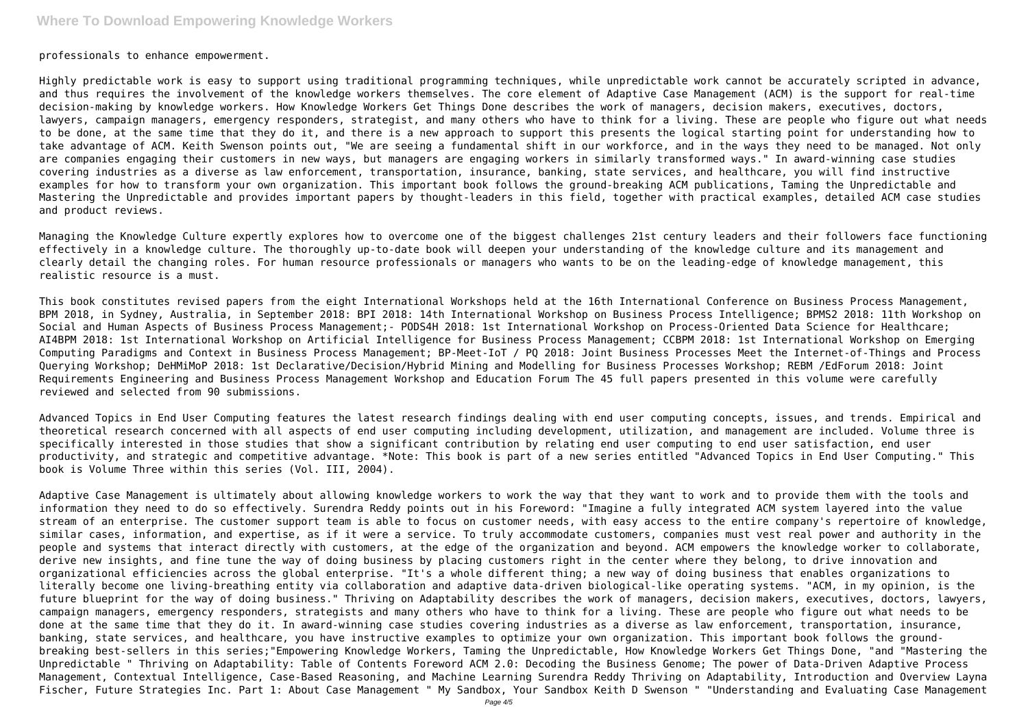professionals to enhance empowerment.

Highly predictable work is easy to support using traditional programming techniques, while unpredictable work cannot be accurately scripted in advance, and thus requires the involvement of the knowledge workers themselves. The core element of Adaptive Case Management (ACM) is the support for real-time decision-making by knowledge workers. How Knowledge Workers Get Things Done describes the work of managers, decision makers, executives, doctors, lawyers, campaign managers, emergency responders, strategist, and many others who have to think for a living. These are people who figure out what needs to be done, at the same time that they do it, and there is a new approach to support this presents the logical starting point for understanding how to take advantage of ACM. Keith Swenson points out, "We are seeing a fundamental shift in our workforce, and in the ways they need to be managed. Not only are companies engaging their customers in new ways, but managers are engaging workers in similarly transformed ways." In award-winning case studies covering industries as a diverse as law enforcement, transportation, insurance, banking, state services, and healthcare, you will find instructive examples for how to transform your own organization. This important book follows the ground-breaking ACM publications, Taming the Unpredictable and Mastering the Unpredictable and provides important papers by thought-leaders in this field, together with practical examples, detailed ACM case studies and product reviews.

Managing the Knowledge Culture expertly explores how to overcome one of the biggest challenges 21st century leaders and their followers face functioning effectively in a knowledge culture. The thoroughly up-to-date book will deepen your understanding of the knowledge culture and its management and clearly detail the changing roles. For human resource professionals or managers who wants to be on the leading-edge of knowledge management, this realistic resource is a must.

This book constitutes revised papers from the eight International Workshops held at the 16th International Conference on Business Process Management, BPM 2018, in Sydney, Australia, in September 2018: BPI 2018: 14th International Workshop on Business Process Intelligence; BPMS2 2018: 11th Workshop on Social and Human Aspects of Business Process Management;- PODS4H 2018: 1st International Workshop on Process-Oriented Data Science for Healthcare; AI4BPM 2018: 1st International Workshop on Artificial Intelligence for Business Process Management; CCBPM 2018: 1st International Workshop on Emerging Computing Paradigms and Context in Business Process Management; BP-Meet-IoT / PQ 2018: Joint Business Processes Meet the Internet-of-Things and Process Querying Workshop; DeHMiMoP 2018: 1st Declarative/Decision/Hybrid Mining and Modelling for Business Processes Workshop; REBM /EdForum 2018: Joint Requirements Engineering and Business Process Management Workshop and Education Forum The 45 full papers presented in this volume were carefully reviewed and selected from 90 submissions.

Advanced Topics in End User Computing features the latest research findings dealing with end user computing concepts, issues, and trends. Empirical and theoretical research concerned with all aspects of end user computing including development, utilization, and management are included. Volume three is specifically interested in those studies that show a significant contribution by relating end user computing to end user satisfaction, end user productivity, and strategic and competitive advantage. *Note: This book is part of a new series entitled "Advanced Topics in End User Computing." This book is Volume Three within this series (Vol. III, 2004).

Adaptive Case Management is ultimately about allowing knowledge workers to work the way that they want to work and to provide them with the tools and information they need to do so effectively. Surendra Reddy points out in his Foreword: "Imagine a fully integrated ACM system layered into the value stream of an enterprise. The customer support team is able to focus on customer needs, with easy access to the entire company's repertoire of knowledge, similar cases, information, and expertise, as if it were a service. To truly accommodate customers, companies must vest real power and authority in the people and systems that interact directly with customers, at the edge of the organization and beyond. ACM empowers the knowledge worker to collaborate, derive new insights, and fine tune the way of doing business by placing customers right in the center where they belong, to drive innovation and organizational efficiencies across the global enterprise. "It's a whole different thing; a new way of doing business that enables organizations to literally become one living-breathing entity via collaboration and adaptive data-driven biological-like operating systems. "ACM, in my opinion, is the future blueprint for the way of doing business." Thriving on Adaptability describes the work of managers, decision makers, executives, doctors, lawyers, campaign managers, emergency responders, strategists and many others who have to think for a living. These are people who figure out what needs to be done at the same time that they do it. In award-winning case studies covering industries as a diverse as law enforcement, transportation, insurance, banking, state services, and healthcare, you have instructive examples to optimize your own organization. This important book follows the ground-breaking best-sellers in this series;"Empowering Knowledge Workers, Taming the Unpredictable, How Knowledge Workers Get Things Done, "and "Mastering the Unpredictable " Thriving on Adaptability: Table of Contents Foreword ACM 2.0: Decoding the Business Genome; The power of Data-Driven Adaptive Process Management, Contextual Intelligence, Case-Based Reasoning, and Machine Learning Surendra Reddy Thriving on Adaptability, Introduction and Overview Layna Fischer, Future Strategies Inc. Part 1: About Case Management " My Sandbox, Your Sandbox Keith D Swenson " "Understanding and Evaluating Case Management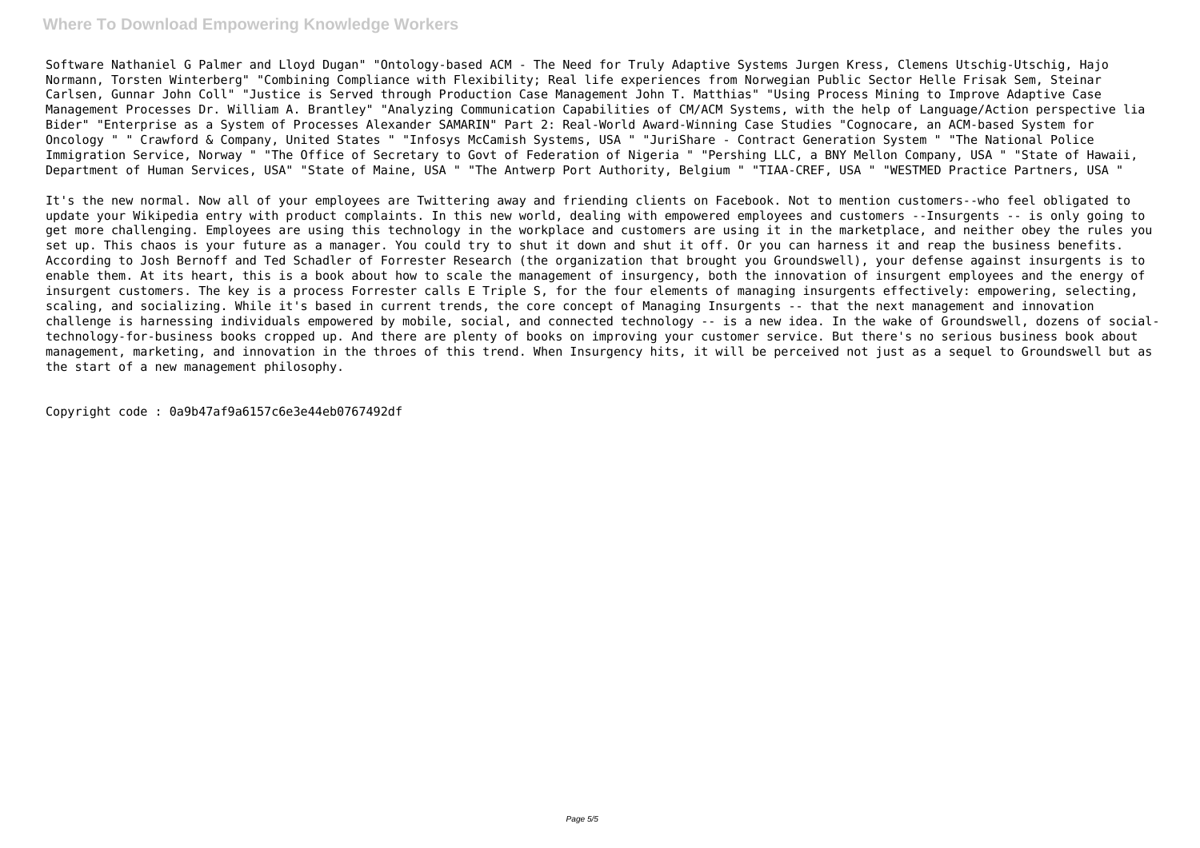Software Nathaniel G Palmer and Lloyd Dugan" "Ontology-based ACM - The Need for Truly Adaptive Systems Jurgen Kress, Clemens Utschig-Utschig, Hajo Normann, Torsten Winterberg" "Combining Compliance with Flexibility; Real life experiences from Norwegian Public Sector Helle Frisak Sem, Steinar Carlsen, Gunnar John Coll" "Justice is Served through Production Case Management John T. Matthias" "Using Process Mining to Improve Adaptive Case Management Processes Dr. William A. Brantley" "Analyzing Communication Capabilities of CM/ACM Systems, with the help of Language/Action perspective lia Bider" "Enterprise as a System of Processes Alexander SAMARIN" Part 2: Real-World Award-Winning Case Studies "Cognocare, an ACM-based System for Oncology " " Crawford & Company, United States " "Infosys McCamish Systems, USA " "JuriShare - Contract Generation System " "The National Police Immigration Service, Norway " "The Office of Secretary to Govt of Federation of Nigeria " "Pershing LLC, a BNY Mellon Company, USA " "State of Hawaii, Department of Human Services, USA" "State of Maine, USA " "The Antwerp Port Authority, Belgium " "TIAA-CREF, USA " "WESTMED Practice Partners, USA "

It's the new normal. Now all of your employees are Twittering away and friending clients on Facebook. Not to mention customers--who feel obligated to update your Wikipedia entry with product complaints. In this new world, dealing with empowered employees and customers --Insurgents -- is only going to get more challenging. Employees are using this technology in the workplace and customers are using it in the marketplace, and neither obey the rules you set up. This chaos is your future as a manager. You could try to shut it down and shut it off. Or you can harness it and reap the business benefits. According to Josh Bernoff and Ted Schadler of Forrester Research (the organization that brought you Groundswell), your defense against insurgents is to enable them. At its heart, this is a book about how to scale the management of insurgency, both the innovation of insurgent employees and the energy of insurgent customers. The key is a process Forrester calls E Triple S, for the four elements of managing insurgents effectively: empowering, selecting, scaling, and socializing. While it's based in current trends, the core concept of Managing Insurgents -- that the next management and innovation challenge is harnessing individuals empowered by mobile, social, and connected technology -- is a new idea. In the wake of Groundswell, dozens of social-technology-for-business books cropped up. And there are plenty of books on improving your customer service. But there's no serious business book about management, marketing, and innovation in the throes of this trend. When Insurgency hits, it will be perceived not just as a sequel to Groundswell but as the start of a new management philosophy.

Copyright code : 0a9b47af9a6157c6e3e44eb0767492df